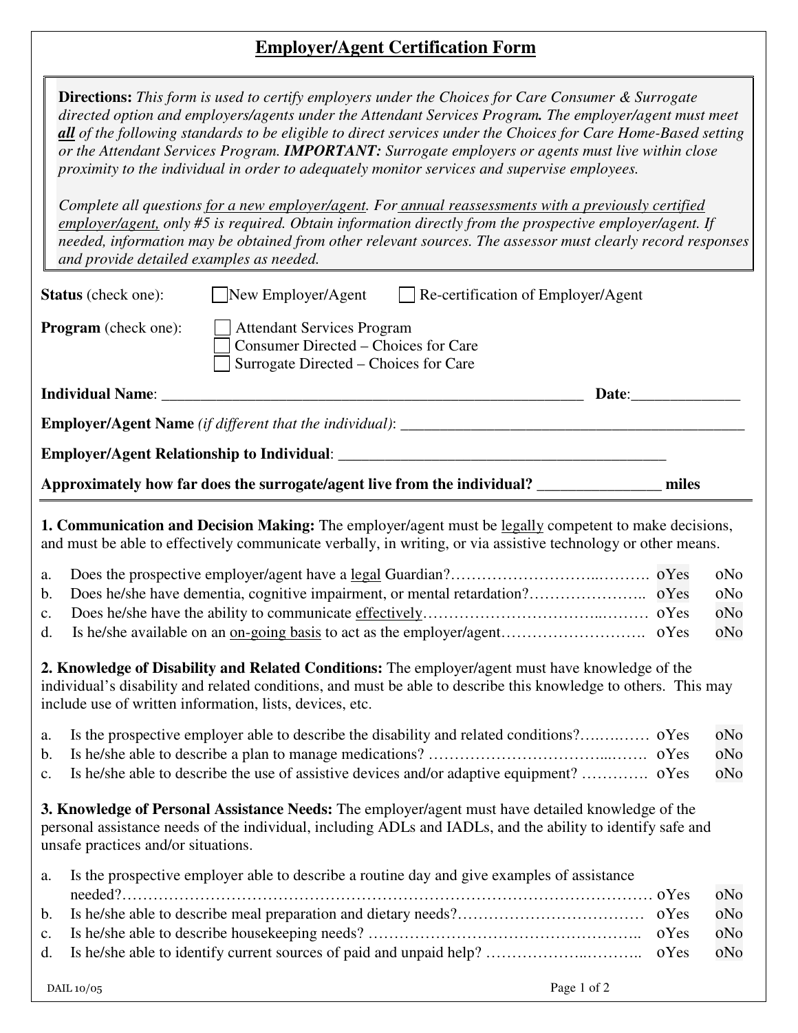# Employer/Agent Certification Form

> **Directions:** *This form is used to certify employers under the Choices for Care Consumer & Surrogate directed option and employers/agents under the Attendant Services Program. The employer/agent must meet* ***all*** *of the following standards to be eligible to direct services under the Choices for Care Home-Based setting or the Attendant Services Program.* ***IMPORTANT:*** *Surrogate employers or agents must live within close proximity to the individual in order to adequately monitor services and supervise employees.*
>
> *Complete all questions for a new employer/agent. For annual reassessments with a previously certified employer/agent, only #5 is required. Obtain information directly from the prospective employer/agent. If needed, information may be obtained from other relevant sources. The assessor must clearly record responses and provide detailed examples as needed.*

**Status** (check one): ☐ New Employer/Agent ☐ Re-certification of Employer/Agent

**Program** (check one):
☐ Attendant Services Program
☐ Consumer Directed – Choices for Care
☐ Surrogate Directed – Choices for Care

**Individual Name**: ________________________________________ **Date**:______________

**Employer/Agent Name** *(if different that the individual)*: ________________________________________

**Employer/Agent Relationship to Individual**: ________________________________________

**Approximately how far does the surrogate/agent live from the individual?** _______________ **miles**

---

**1. Communication and Decision Making:** The employer/agent must be legally competent to make decisions, and must be able to effectively communicate verbally, in writing, or via assistive technology or other means.

a. Does the prospective employer/agent have a legal Guardian?………………………..………. oYes oNo

b. Does he/she have dementia, cognitive impairment, or mental retardation?………………….. oYes oNo

c. Does he/she have the ability to communicate effectively…………………………..……… oYes oNo

d. Is he/she available on an on-going basis to act as the employer/agent………………………. oYes oNo

**2. Knowledge of Disability and Related Conditions:** The employer/agent must have knowledge of the individual's disability and related conditions, and must be able to describe this knowledge to others. This may include use of written information, lists, devices, etc.

a. Is the prospective employer able to describe the disability and related conditions?….….…… oYes oNo

b. Is he/she able to describe a plan to manage medications? ……………………………...……. oYes oNo

c. Is he/she able to describe the use of assistive devices and/or adaptive equipment? …………. oYes oNo

**3. Knowledge of Personal Assistance Needs:** The employer/agent must have detailed knowledge of the personal assistance needs of the individual, including ADLs and IADLs, and the ability to identify safe and unsafe practices and/or situations.

a. Is the prospective employer able to describe a routine day and give examples of assistance needed?…………………………………………………………………….……………………. oYes oNo

b. Is he/she able to describe meal preparation and dietary needs?……………………………… oYes oNo

c. Is he/she able to describe housekeeping needs? …………………………………………….. oYes oNo

d. Is he/she able to identify current sources of paid and unpaid help? ………………..……….. oYes oNo

DAIL 10/05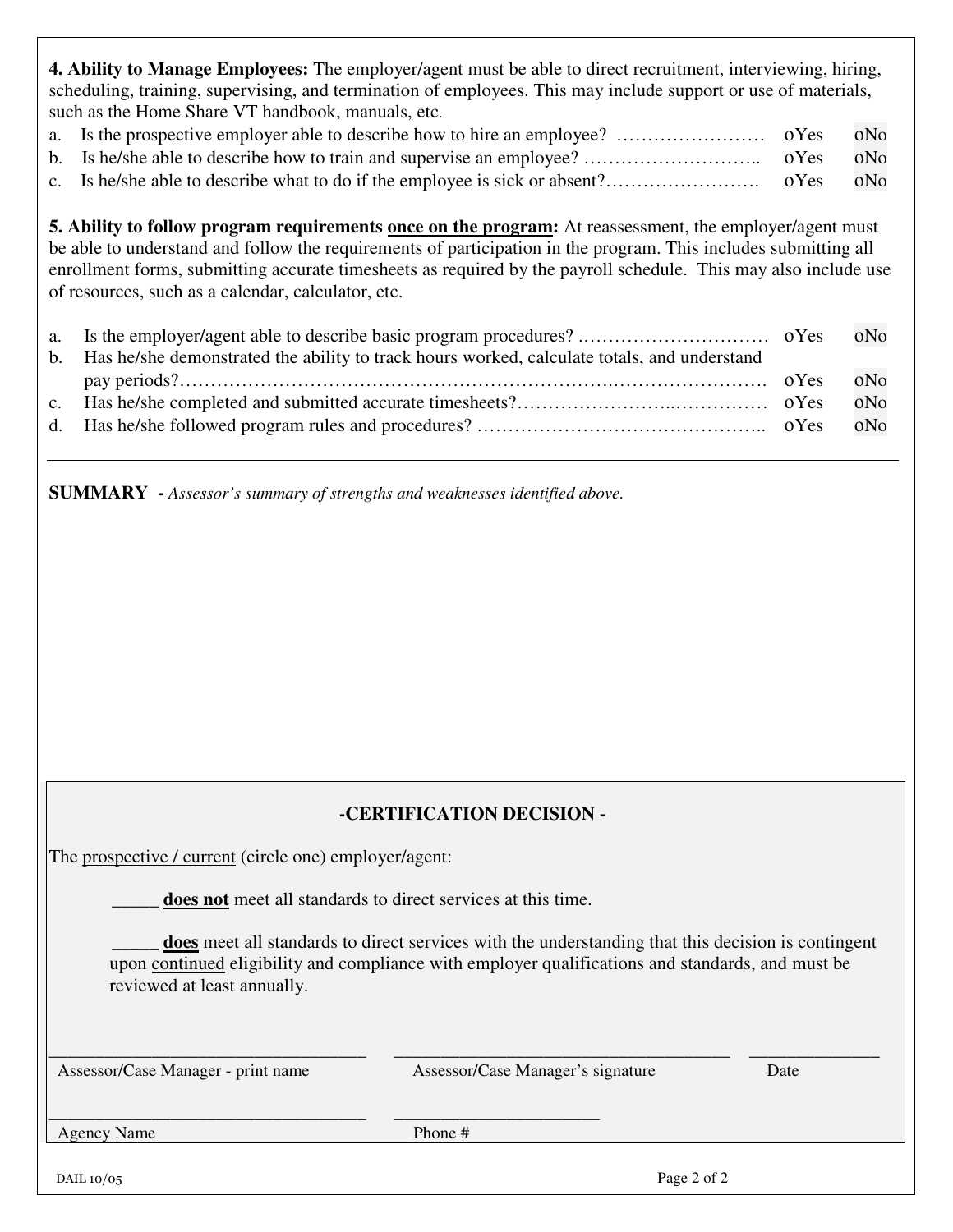**4. Ability to Manage Employees:** The employer/agent must be able to direct recruitment, interviewing, hiring, scheduling, training, supervising, and termination of employees. This may include support or use of materials, such as the Home Share VT handbook, manuals, etc.

a. Is the prospective employer able to describe how to hire an employee? …………………… oYes oNo

b. Is he/she able to describe how to train and supervise an employee? ……………………….. oYes oNo

c. Is he/she able to describe what to do if the employee is sick or absent?……………………. oYes oNo

**5. Ability to follow program requirements once on the program:** At reassessment, the employer/agent must be able to understand and follow the requirements of participation in the program. This includes submitting all enrollment forms, submitting accurate timesheets as required by the payroll schedule. This may also include use of resources, such as a calendar, calculator, etc.

a. Is the employer/agent able to describe basic program procedures? ………………………… oYes oNo

b. Has he/she demonstrated the ability to track hours worked, calculate totals, and understand pay periods?………………………………………………………………………………………. oYes oNo

c. Has he/she completed and submitted accurate timesheets?……………………..…………… oYes oNo

d. Has he/she followed program rules and procedures? ……………………………………….. oYes oNo

---

**SUMMARY** - *Assessor's summary of strengths and weaknesses identified above.*

**-CERTIFICATION DECISION -**

The prospective / current (circle one) employer/agent:

_____ **does not** meet all standards to direct services at this time.

_____ **does** meet all standards to direct services with the understanding that this decision is contingent upon continued eligibility and compliance with employer qualifications and standards, and must be reviewed at least annually.

___________________________________ ______________________________________ ______________

Assessor/Case Manager - print name Assessor/Case Manager's signature Date

___________________________________ _______________________

Agency Name Phone #

DAIL 10/05